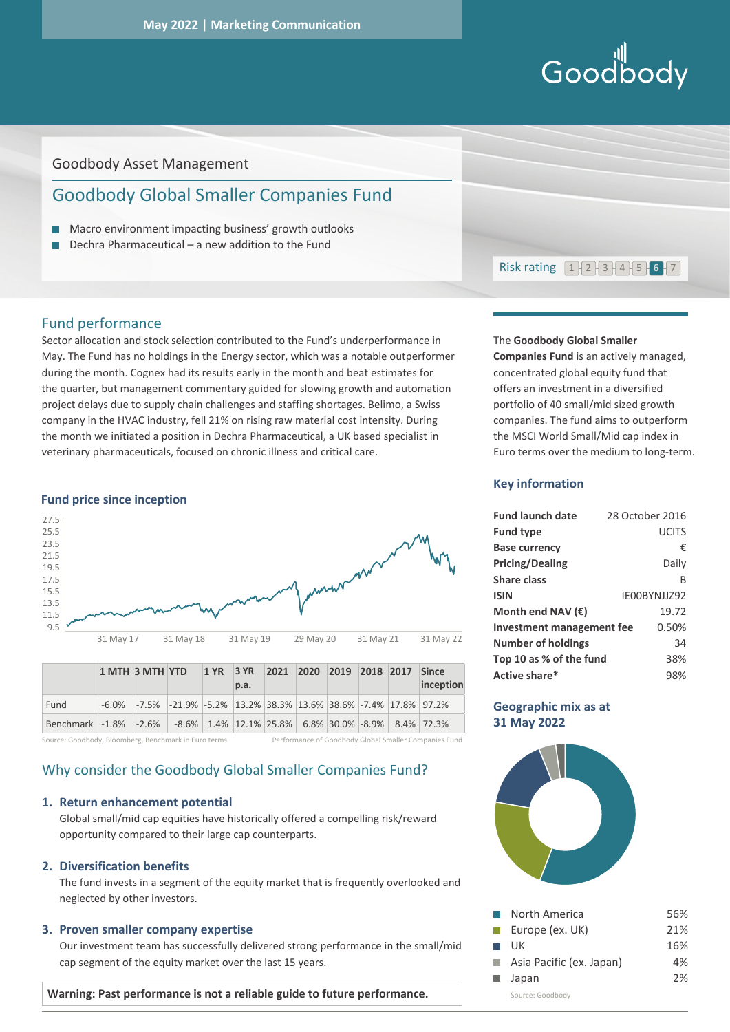May 2022 | Marketing Communication

Goodbody

Goodbody Asset Management

# Goodbody Global Smaller Companies Fund

- Macro environment impacting business' growth outlooks
- Dechra Pharmaceutical – a new addition to the Fund

Risk rating 1 2 3 4 5 **6** 7

## Fund performance

Sector allocation and stock selection contributed to the Fund's underperformance in May. The Fund has no holdings in the Energy sector, which was a notable outperformer during the month. Cognex had its results early in the month and beat estimates for the quarter, but management commentary guided for slowing growth and automation project delays due to supply chain challenges and staffing shortages. Belimo, a Swiss company in the HVAC industry, fell 21% on rising raw material cost intensity. During the month we initiated a position in Dechra Pharmaceutical, a UK based specialist in veterinary pharmaceuticals, focused on chronic illness and critical care.

### Fund price since inception

| | 1 MTH | 3 MTH | YTD | 1 YR | 3 YR p.a. | 2021 | 2020 | 2019 | 2018 | 2017 | Since inception |
|---|---|---|---|---|---|---|---|---|---|---|---|
| Fund | -6.0% | -7.5% | -21.9% | -5.2% | 13.2% | 38.3% | 13.6% | 38.6% | -7.4% | 17.8% | 97.2% |
| Benchmark | -1.8% | -2.6% | -8.6% | 1.4% | 12.1% | 25.8% | 6.8% | 30.0% | -8.9% | 8.4% | 72.3% |

Source: Goodbody, Bloomberg, Benchmark in Euro terms. Performance of Goodbody Global Smaller Companies Fund

## Why consider the Goodbody Global Smaller Companies Fund?

1. **Return enhancement potential**
   Global small/mid cap equities have historically offered a compelling risk/reward opportunity compared to their large cap counterparts.

2. **Diversification benefits**
   The fund invests in a segment of the equity market that is frequently overlooked and neglected by other investors.

3. **Proven smaller company expertise**
   Our investment team has successfully delivered strong performance in the small/mid cap segment of the equity market over the last 15 years.

**Warning: Past performance is not a reliable guide to future performance.**

The **Goodbody Global Smaller Companies Fund** is an actively managed, concentrated global equity fund that offers an investment in a diversified portfolio of 40 small/mid sized growth companies. The fund aims to outperform the MSCI World Small/Mid cap index in Euro terms over the medium to long-term.

### Key information

| | |
|---|---|
| **Fund launch date** | 28 October 2016 |
| **Fund type** | UCITS |
| **Base currency** | € |
| **Pricing/Dealing** | Daily |
| **Share class** | B |
| **ISIN** | IE00BYNJJZ92 |
| **Month end NAV (€)** | 19.72 |
| **Investment management fee** | 0.50% |
| **Number of holdings** | 34 |
| **Top 10 as % of the fund** | 38% |
| **Active share*** | 98% |

### Geographic mix as at 31 May 2022

| Region | % |
|---|---|
| North America | 56% |
| Europe (ex. UK) | 21% |
| UK | 16% |
| Asia Pacific (ex. Japan) | 4% |
| Japan | 2% |

Source: Goodbody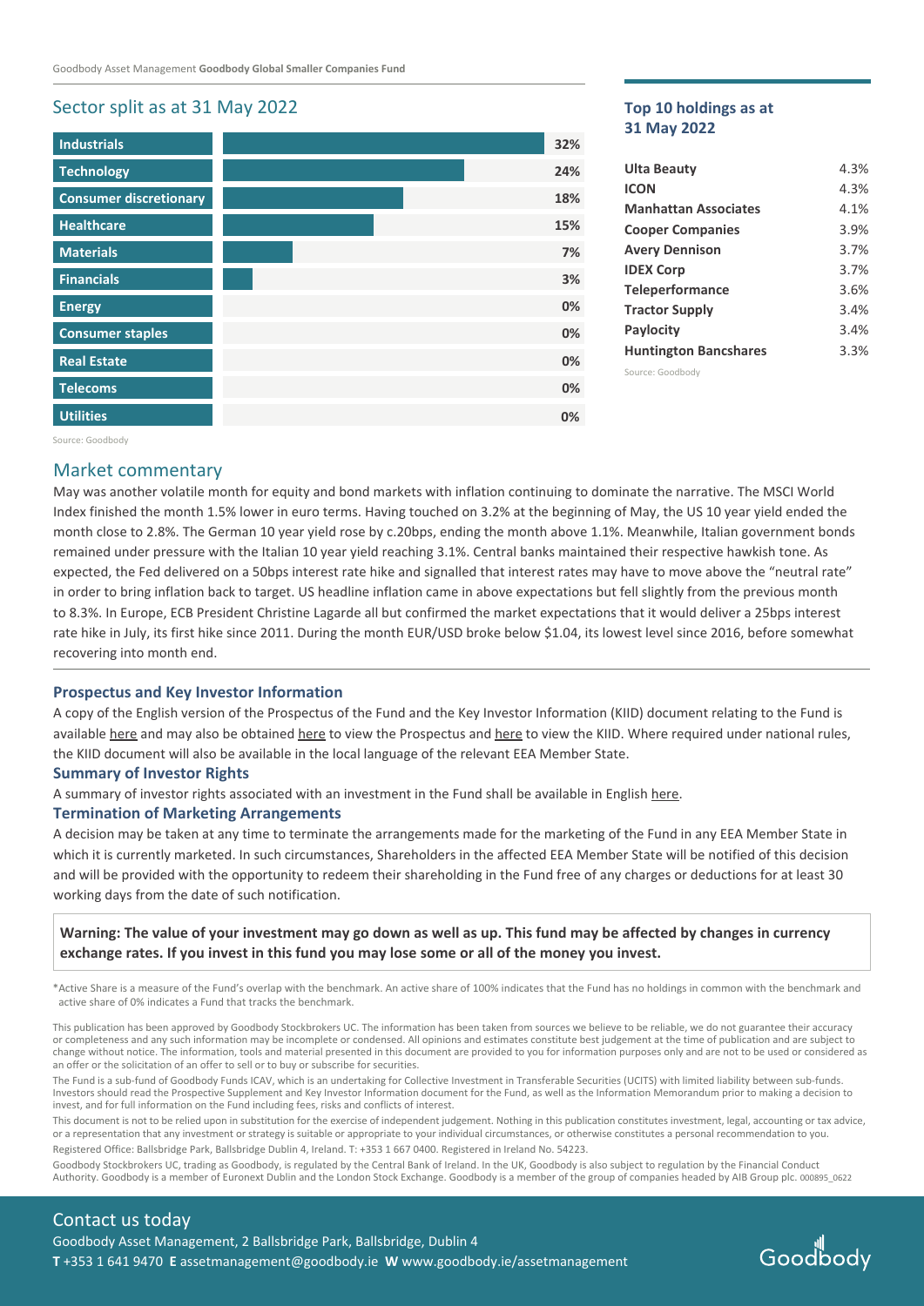## Sector split as at 31 May 2022

Industrials 32%
Technology 24%
Consumer discretionary 18%
Healthcare 15%
Materials 7%
Financials 3%
Energy 0%
Consumer staples 0%
Real Estate 0%
Telecoms 0%
Utilities 0%

Source: Goodbody

## Top 10 holdings as at 31 May 2022

| | |
|---|---|
| **Ulta Beauty** | 4.3% |
| **ICON** | 4.3% |
| **Manhattan Associates** | 4.1% |
| **Cooper Companies** | 3.9% |
| **Avery Dennison** | 3.7% |
| **IDEX Corp** | 3.7% |
| **Teleperformance** | 3.6% |
| **Tractor Supply** | 3.4% |
| **Paylocity** | 3.4% |
| **Huntington Bancshares** | 3.3% |

Source: Goodbody

## Market commentary

May was another volatile month for equity and bond markets with inflation continuing to dominate the narrative. The MSCI World Index finished the month 1.5% lower in euro terms. Having touched on 3.2% at the beginning of May, the US 10 year yield ended the month close to 2.8%. The German 10 year yield rose by c.20bps, ending the month above 1.1%. Meanwhile, Italian government bonds remained under pressure with the Italian 10 year yield reaching 3.1%. Central banks maintained their respective hawkish tone. As expected, the Fed delivered on a 50bps interest rate hike and signalled that interest rates may have to move above the "neutral rate" in order to bring inflation back to target. US headline inflation came in above expectations but fell slightly from the previous month to 8.3%. In Europe, ECB President Christine Lagarde all but confirmed the market expectations that it would deliver a 25bps interest rate hike in July, its first hike since 2011. During the month EUR/USD broke below $1.04, its lowest level since 2016, before somewhat recovering into month end.

### Prospectus and Key Investor Information

A copy of the English version of the Prospectus of the Fund and the Key Investor Information (KIID) document relating to the Fund is available here and may also be obtained here to view the Prospectus and here to view the KIID. Where required under national rules, the KIID document will also be available in the local language of the relevant EEA Member State.

### Summary of Investor Rights

A summary of investor rights associated with an investment in the Fund shall be available in English here.

### Termination of Marketing Arrangements

A decision may be taken at any time to terminate the arrangements made for the marketing of the Fund in any EEA Member State in which it is currently marketed. In such circumstances, Shareholders in the affected EEA Member State will be notified of this decision and will be provided with the opportunity to redeem their shareholding in the Fund free of any charges or deductions for at least 30 working days from the date of such notification.

**Warning: The value of your investment may go down as well as up. This fund may be affected by changes in currency exchange rates. If you invest in this fund you may lose some or all of the money you invest.**

*Active Share is a measure of the Fund's overlap with the benchmark. An active share of 100% indicates that the Fund has no holdings in common with the benchmark and active share of 0% indicates a Fund that tracks the benchmark.

This publication has been approved by Goodbody Stockbrokers UC. The information has been taken from sources we believe to be reliable, we do not guarantee their accuracy or completeness and any such information may be incomplete or condensed. All opinions and estimates constitute best judgement at the time of publication and are subject to change without notice. The information, tools and material presented in this document are provided to you for information purposes only and are not to be used or considered as an offer or the solicitation of an offer to sell or to buy or subscribe for securities.

The Fund is a sub-fund of Goodbody Funds ICAV, which is an undertaking for Collective Investment in Transferable Securities (UCITS) with limited liability between sub-funds. Investors should read the Prospective Supplement and Key Investor Information document for the Fund, as well as the Information Memorandum prior to making a decision to invest, and for full information on the Fund including fees, risks and conflicts of interest.

This document is not to be relied upon in substitution for the exercise of independent judgement. Nothing in this publication constitutes investment, legal, accounting or tax advice, or a representation that any investment or strategy is suitable or appropriate to your individual circumstances, or otherwise constitutes a personal recommendation to you.

Registered Office: Ballsbridge Park, Ballsbridge Dublin 4, Ireland. T: +353 1 667 0400. Registered in Ireland No. 54223.

Goodbody Stockbrokers UC, trading as Goodbody, is regulated by the Central Bank of Ireland. In the UK, Goodbody is also subject to regulation by the Financial Conduct Authority. Goodbody is a member of Euronext Dublin and the London Stock Exchange. Goodbody is a member of the group of companies headed by AIB Group plc. 000895_0622

## Contact us today

Goodbody Asset Management, 2 Ballsbridge Park, Ballsbridge, Dublin 4

**T** +353 1 641 9470 **E** assetmanagement@goodbody.ie **W** www.goodbody.ie/assetmanagement

Goodbody